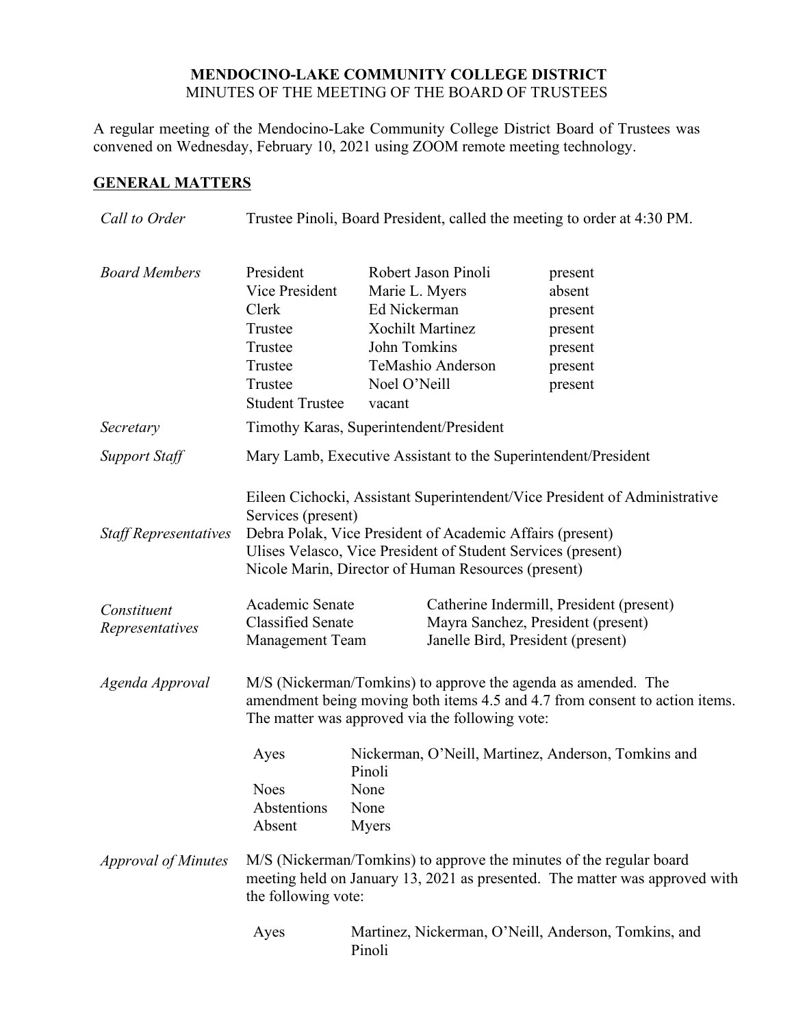**MENDOCINO-LAKE COMMUNITY COLLEGE DISTRICT**
MINUTES OF THE MEETING OF THE BOARD OF TRUSTEES

A regular meeting of the Mendocino-Lake Community College District Board of Trustees was convened on Wednesday, February 10, 2021 using ZOOM remote meeting technology.

## GENERAL MATTERS

*Call to Order*

Trustee Pinoli, Board President, called the meeting to order at 4:30 PM.

*Board Members*

| | | |
|---|---|---|
| President | Robert Jason Pinoli | present |
| Vice President | Marie L. Myers | absent |
| Clerk | Ed Nickerman | present |
| Trustee | Xochilt Martinez | present |
| Trustee | John Tomkins | present |
| Trustee | TeMashio Anderson | present |
| Trustee | Noel O'Neill | present |
| Student Trustee | vacant | |

*Secretary*

Timothy Karas, Superintendent/President

*Support Staff*

Mary Lamb, Executive Assistant to the Superintendent/President

*Staff Representatives*

Eileen Cichocki, Assistant Superintendent/Vice President of Administrative Services (present)
Debra Polak, Vice President of Academic Affairs (present)
Ulises Velasco, Vice President of Student Services (present)
Nicole Marin, Director of Human Resources (present)

*Constituent Representatives*

| | |
|---|---|
| Academic Senate | Catherine Indermill, President (present) |
| Classified Senate | Mayra Sanchez, President (present) |
| Management Team | Janelle Bird, President (present) |

*Agenda Approval*

M/S (Nickerman/Tomkins) to approve the agenda as amended. The amendment being moving both items 4.5 and 4.7 from consent to action items. The matter was approved via the following vote:

| | |
|---|---|
| Ayes | Nickerman, O'Neill, Martinez, Anderson, Tomkins and Pinoli |
| Noes | None |
| Abstentions | None |
| Absent | Myers |

*Approval of Minutes*

M/S (Nickerman/Tomkins) to approve the minutes of the regular board meeting held on January 13, 2021 as presented. The matter was approved with the following vote:

| | |
|---|---|
| Ayes | Martinez, Nickerman, O'Neill, Anderson, Tomkins, and Pinoli |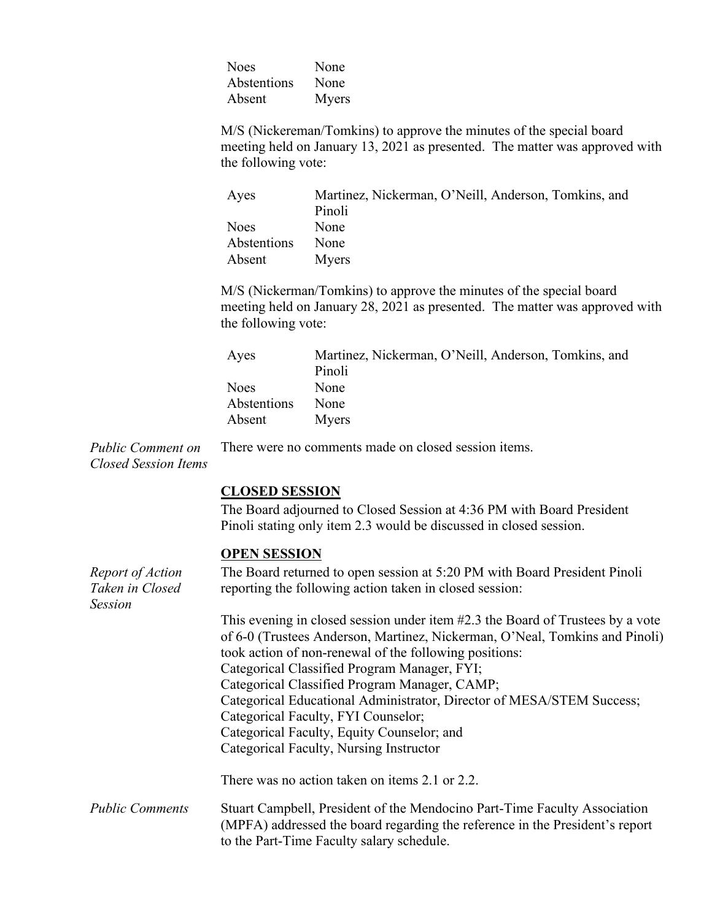| | |
|---|---|
| Noes | None |
| Abstentions | None |
| Absent | Myers |

M/S (Nickereman/Tomkins) to approve the minutes of the special board meeting held on January 13, 2021 as presented. The matter was approved with the following vote:

| | |
|---|---|
| Ayes | Martinez, Nickerman, O'Neill, Anderson, Tomkins, and Pinoli |
| Noes | None |
| Abstentions | None |
| Absent | Myers |

M/S (Nickerman/Tomkins) to approve the minutes of the special board meeting held on January 28, 2021 as presented. The matter was approved with the following vote:

| | |
|---|---|
| Ayes | Martinez, Nickerman, O'Neill, Anderson, Tomkins, and Pinoli |
| Noes | None |
| Abstentions | None |
| Absent | Myers |

*Public Comment on Closed Session Items*

There were no comments made on closed session items.

**CLOSED SESSION**

The Board adjourned to Closed Session at 4:36 PM with Board President Pinoli stating only item 2.3 would be discussed in closed session.

**OPEN SESSION**

*Report of Action Taken in Closed Session*

The Board returned to open session at 5:20 PM with Board President Pinoli reporting the following action taken in closed session:

This evening in closed session under item #2.3 the Board of Trustees by a vote of 6-0 (Trustees Anderson, Martinez, Nickerman, O'Neal, Tomkins and Pinoli) took action of non-renewal of the following positions:
Categorical Classified Program Manager, FYI;
Categorical Classified Program Manager, CAMP;
Categorical Educational Administrator, Director of MESA/STEM Success;
Categorical Faculty, FYI Counselor;
Categorical Faculty, Equity Counselor; and
Categorical Faculty, Nursing Instructor

There was no action taken on items 2.1 or 2.2.

*Public Comments*

Stuart Campbell, President of the Mendocino Part-Time Faculty Association (MPFA) addressed the board regarding the reference in the President's report to the Part-Time Faculty salary schedule.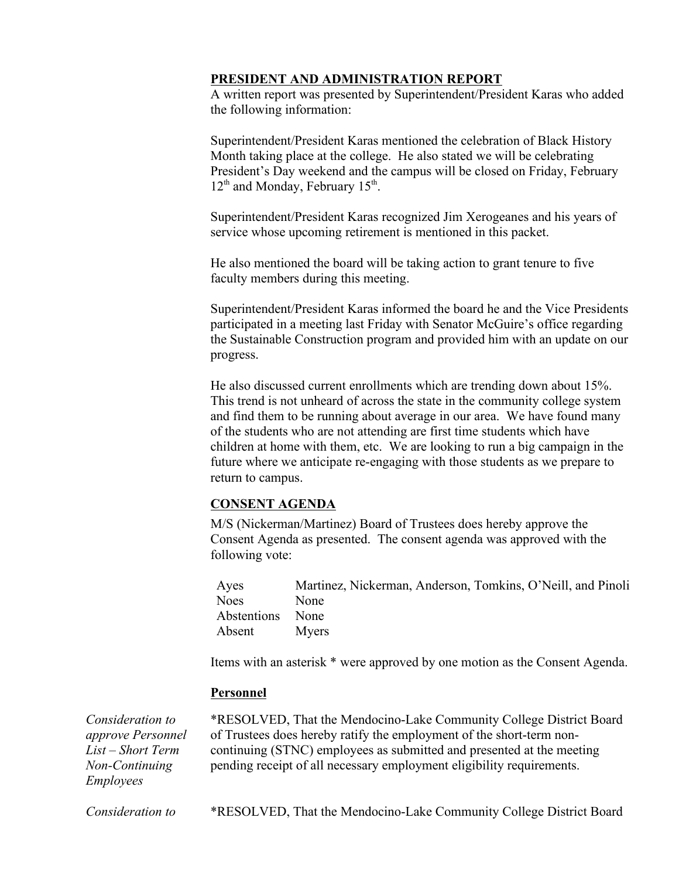## PRESIDENT AND ADMINISTRATION REPORT

A written report was presented by Superintendent/President Karas who added the following information:

Superintendent/President Karas mentioned the celebration of Black History Month taking place at the college. He also stated we will be celebrating President's Day weekend and the campus will be closed on Friday, February 12th and Monday, February 15th.

Superintendent/President Karas recognized Jim Xerogeanes and his years of service whose upcoming retirement is mentioned in this packet.

He also mentioned the board will be taking action to grant tenure to five faculty members during this meeting.

Superintendent/President Karas informed the board he and the Vice Presidents participated in a meeting last Friday with Senator McGuire's office regarding the Sustainable Construction program and provided him with an update on our progress.

He also discussed current enrollments which are trending down about 15%. This trend is not unheard of across the state in the community college system and find them to be running about average in our area. We have found many of the students who are not attending are first time students which have children at home with them, etc. We are looking to run a big campaign in the future where we anticipate re-engaging with those students as we prepare to return to campus.

## CONSENT AGENDA

M/S (Nickerman/Martinez) Board of Trustees does hereby approve the Consent Agenda as presented. The consent agenda was approved with the following vote:

| | |
|---|---|
| Ayes | Martinez, Nickerman, Anderson, Tomkins, O'Neill, and Pinoli |
| Noes | None |
| Abstentions | None |
| Absent | Myers |

Items with an asterisk * were approved by one motion as the Consent Agenda.

### Personnel

*Consideration to approve Personnel List – Short Term Non-Continuing Employees*

*RESOLVED, That the Mendocino-Lake Community College District Board of Trustees does hereby ratify the employment of the short-term non-continuing (STNC) employees as submitted and presented at the meeting pending receipt of all necessary employment eligibility requirements.

*Consideration to*

*RESOLVED, That the Mendocino-Lake Community College District Board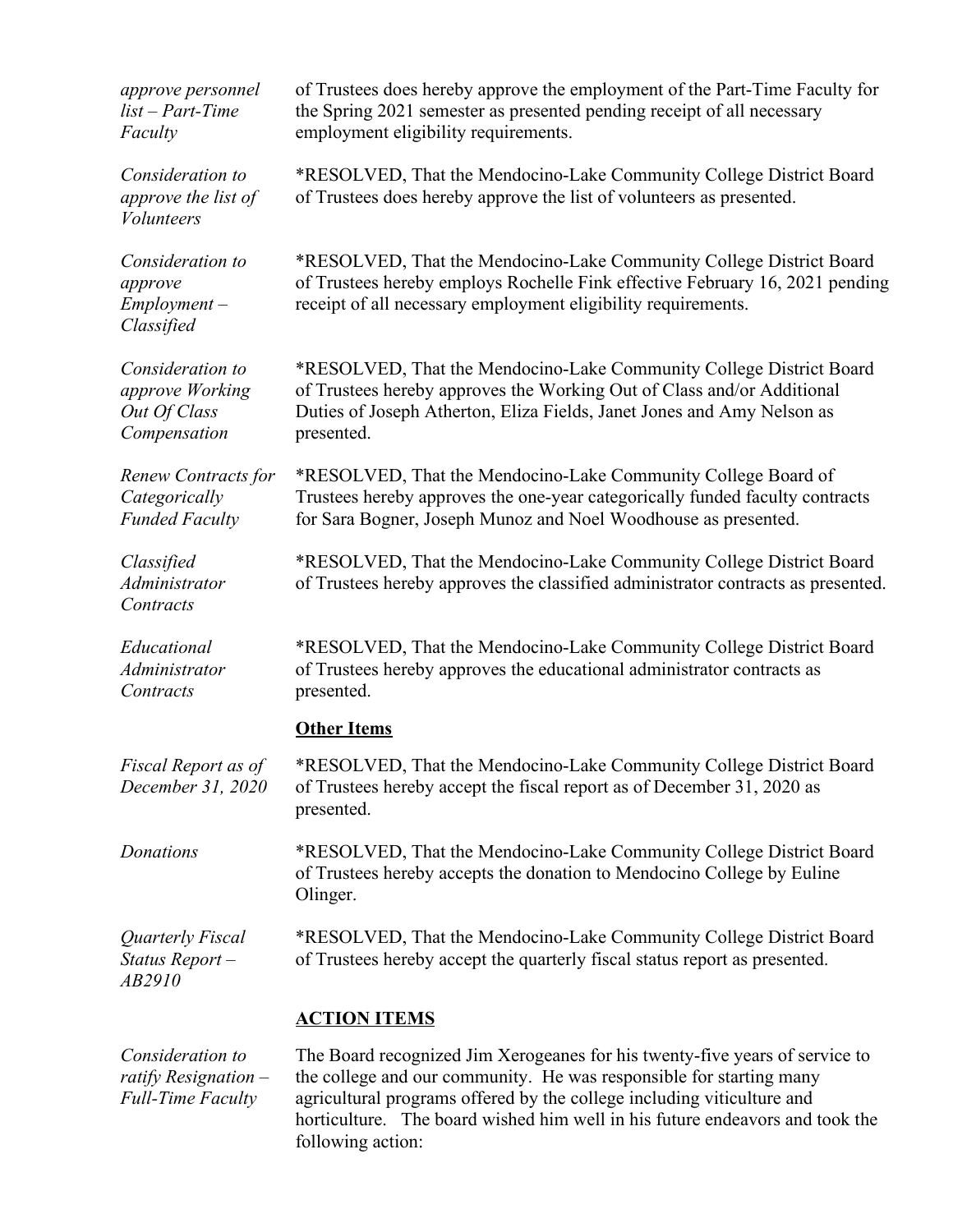*approve personnel list – Part-Time Faculty*

of Trustees does hereby approve the employment of the Part-Time Faculty for the Spring 2021 semester as presented pending receipt of all necessary employment eligibility requirements.

*Consideration to approve the list of Volunteers*

*RESOLVED, That the Mendocino-Lake Community College District Board of Trustees does hereby approve the list of volunteers as presented.

*Consideration to approve Employment – Classified*

*RESOLVED, That the Mendocino-Lake Community College District Board of Trustees hereby employs Rochelle Fink effective February 16, 2021 pending receipt of all necessary employment eligibility requirements.

*Consideration to approve Working Out Of Class Compensation*

*RESOLVED, That the Mendocino-Lake Community College District Board of Trustees hereby approves the Working Out of Class and/or Additional Duties of Joseph Atherton, Eliza Fields, Janet Jones and Amy Nelson as presented.

*Renew Contracts for Categorically Funded Faculty*

*RESOLVED, That the Mendocino-Lake Community College Board of Trustees hereby approves the one-year categorically funded faculty contracts for Sara Bogner, Joseph Munoz and Noel Woodhouse as presented.

*Classified Administrator Contracts*

*RESOLVED, That the Mendocino-Lake Community College District Board of Trustees hereby approves the classified administrator contracts as presented.

*Educational Administrator Contracts*

*RESOLVED, That the Mendocino-Lake Community College District Board of Trustees hereby approves the educational administrator contracts as presented.

**Other Items**

*Fiscal Report as of December 31, 2020*

*RESOLVED, That the Mendocino-Lake Community College District Board of Trustees hereby accept the fiscal report as of December 31, 2020 as presented.

*Donations*

*RESOLVED, That the Mendocino-Lake Community College District Board of Trustees hereby accepts the donation to Mendocino College by Euline Olinger.

*Quarterly Fiscal Status Report – AB2910*

*RESOLVED, That the Mendocino-Lake Community College District Board of Trustees hereby accept the quarterly fiscal status report as presented.

**ACTION ITEMS**

*Consideration to ratify Resignation – Full-Time Faculty*

The Board recognized Jim Xerogeanes for his twenty-five years of service to the college and our community. He was responsible for starting many agricultural programs offered by the college including viticulture and horticulture. The board wished him well in his future endeavors and took the following action: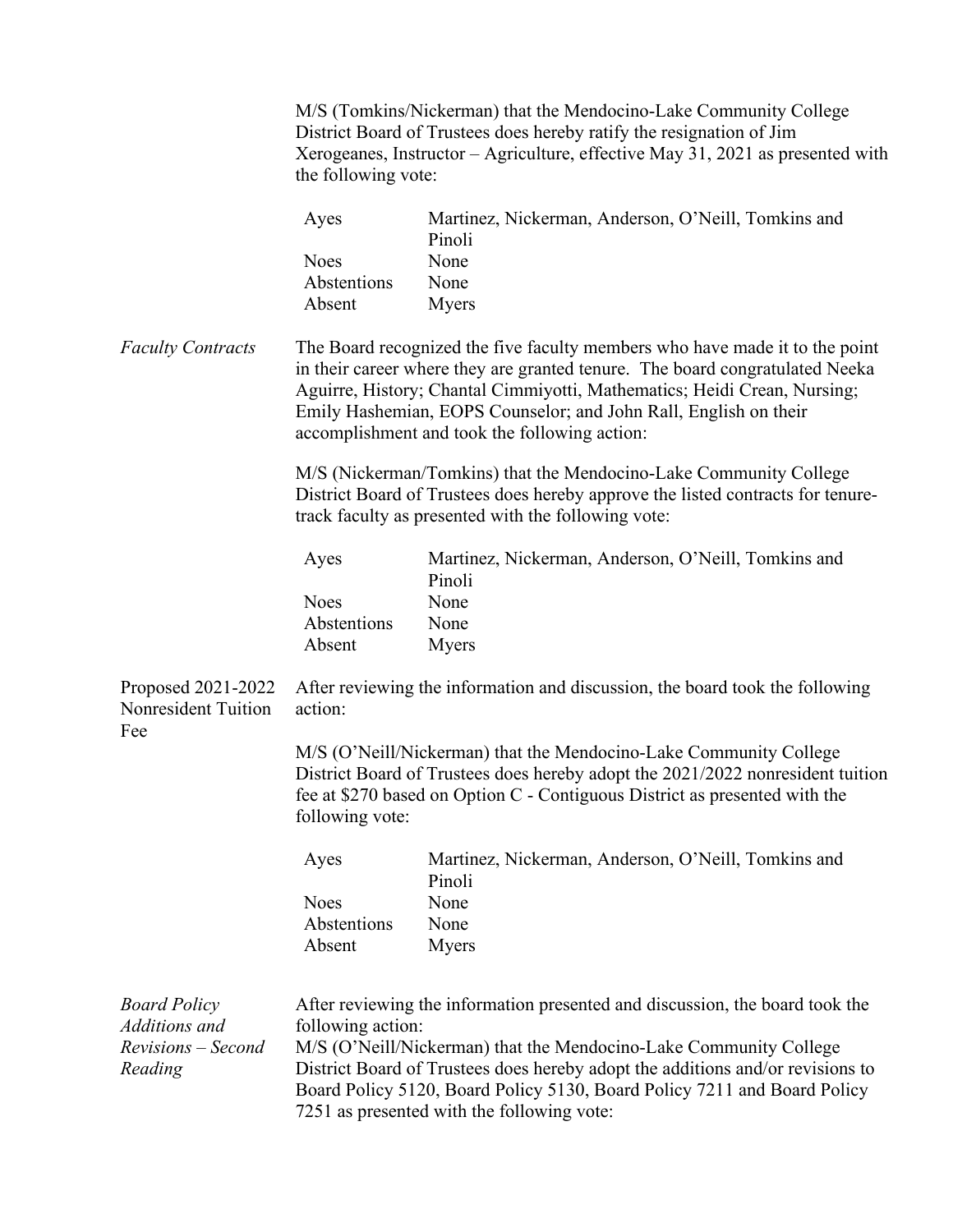M/S (Tomkins/Nickerman) that the Mendocino-Lake Community College District Board of Trustees does hereby ratify the resignation of Jim Xerogeanes, Instructor – Agriculture, effective May 31, 2021 as presented with the following vote:

| | |
|---|---|
| Ayes | Martinez, Nickerman, Anderson, O'Neill, Tomkins and Pinoli |
| Noes | None |
| Abstentions | None |
| Absent | Myers |

*Faculty Contracts*

The Board recognized the five faculty members who have made it to the point in their career where they are granted tenure. The board congratulated Neeka Aguirre, History; Chantal Cimmiyotti, Mathematics; Heidi Crean, Nursing; Emily Hashemian, EOPS Counselor; and John Rall, English on their accomplishment and took the following action:

M/S (Nickerman/Tomkins) that the Mendocino-Lake Community College District Board of Trustees does hereby approve the listed contracts for tenure-track faculty as presented with the following vote:

| | |
|---|---|
| Ayes | Martinez, Nickerman, Anderson, O'Neill, Tomkins and Pinoli |
| Noes | None |
| Abstentions | None |
| Absent | Myers |

Proposed 2021-2022 Nonresident Tuition Fee

After reviewing the information and discussion, the board took the following action:

M/S (O'Neill/Nickerman) that the Mendocino-Lake Community College District Board of Trustees does hereby adopt the 2021/2022 nonresident tuition fee at $270 based on Option C - Contiguous District as presented with the following vote:

| | |
|---|---|
| Ayes | Martinez, Nickerman, Anderson, O'Neill, Tomkins and Pinoli |
| Noes | None |
| Abstentions | None |
| Absent | Myers |

*Board Policy Additions and Revisions – Second Reading*

After reviewing the information presented and discussion, the board took the following action:
M/S (O'Neill/Nickerman) that the Mendocino-Lake Community College District Board of Trustees does hereby adopt the additions and/or revisions to Board Policy 5120, Board Policy 5130, Board Policy 7211 and Board Policy 7251 as presented with the following vote: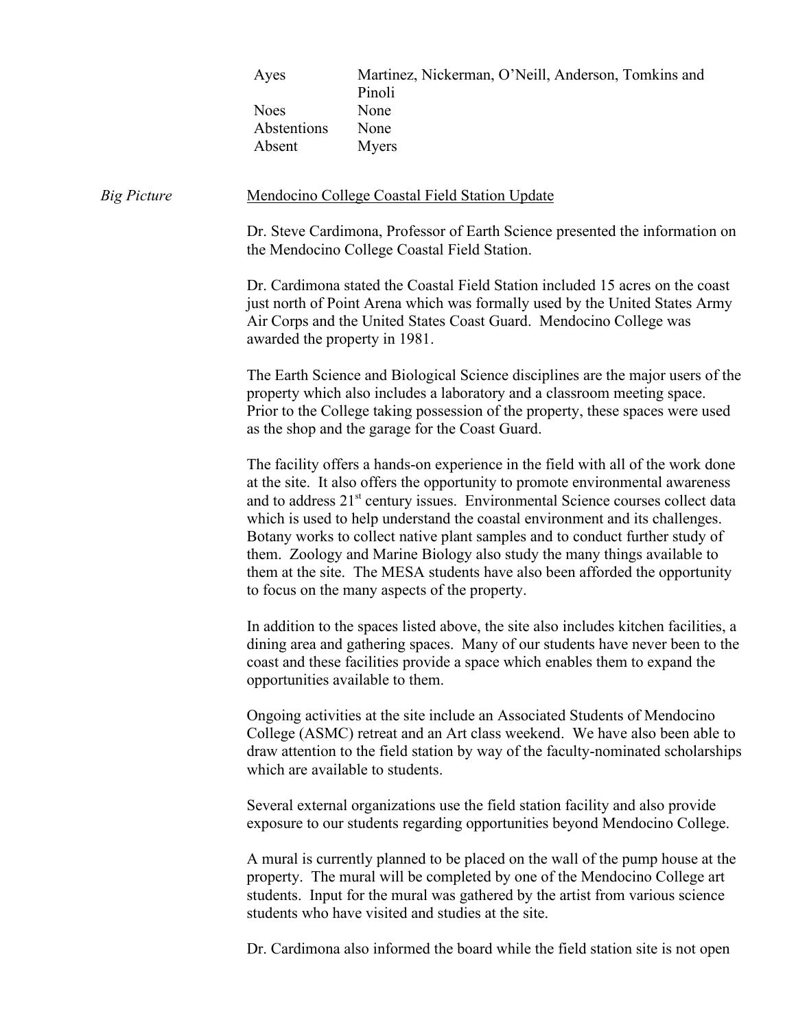| | |
|---|---|
| Ayes | Martinez, Nickerman, O'Neill, Anderson, Tomkins and Pinoli |
| Noes | None |
| Abstentions | None |
| Absent | Myers |

*Big Picture*

Mendocino College Coastal Field Station Update

Dr. Steve Cardimona, Professor of Earth Science presented the information on the Mendocino College Coastal Field Station.

Dr. Cardimona stated the Coastal Field Station included 15 acres on the coast just north of Point Arena which was formally used by the United States Army Air Corps and the United States Coast Guard. Mendocino College was awarded the property in 1981.

The Earth Science and Biological Science disciplines are the major users of the property which also includes a laboratory and a classroom meeting space. Prior to the College taking possession of the property, these spaces were used as the shop and the garage for the Coast Guard.

The facility offers a hands-on experience in the field with all of the work done at the site. It also offers the opportunity to promote environmental awareness and to address 21st century issues. Environmental Science courses collect data which is used to help understand the coastal environment and its challenges. Botany works to collect native plant samples and to conduct further study of them. Zoology and Marine Biology also study the many things available to them at the site. The MESA students have also been afforded the opportunity to focus on the many aspects of the property.

In addition to the spaces listed above, the site also includes kitchen facilities, a dining area and gathering spaces. Many of our students have never been to the coast and these facilities provide a space which enables them to expand the opportunities available to them.

Ongoing activities at the site include an Associated Students of Mendocino College (ASMC) retreat and an Art class weekend. We have also been able to draw attention to the field station by way of the faculty-nominated scholarships which are available to students.

Several external organizations use the field station facility and also provide exposure to our students regarding opportunities beyond Mendocino College.

A mural is currently planned to be placed on the wall of the pump house at the property. The mural will be completed by one of the Mendocino College art students. Input for the mural was gathered by the artist from various science students who have visited and studies at the site.

Dr. Cardimona also informed the board while the field station site is not open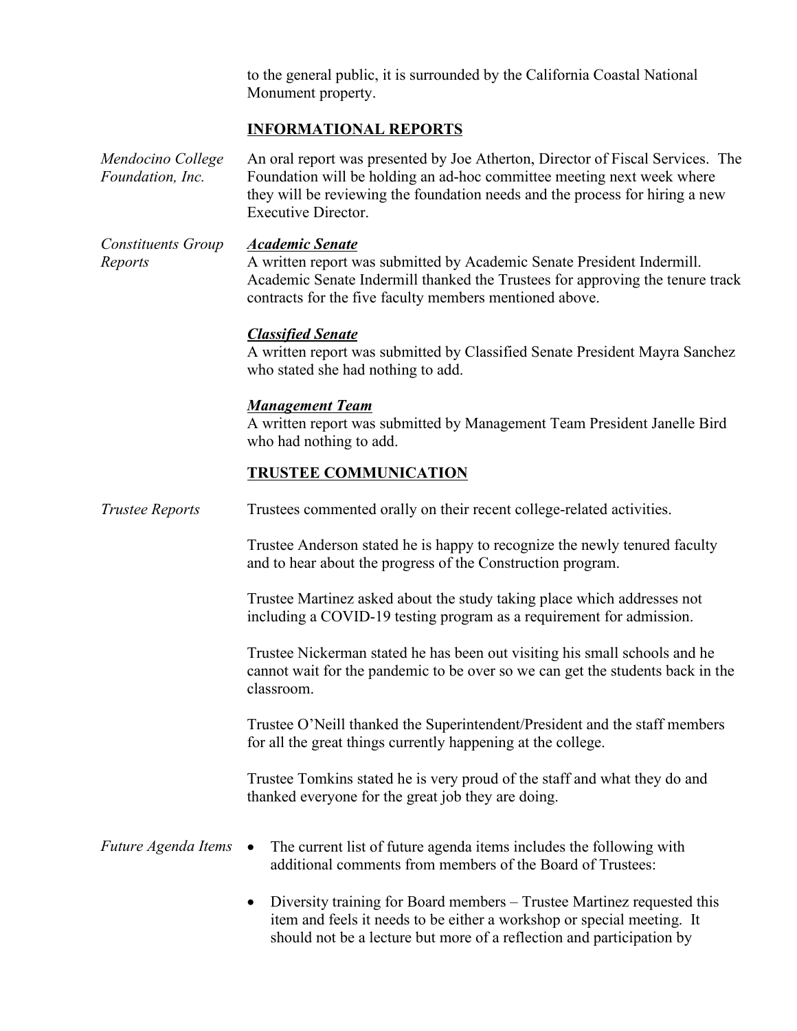to the general public, it is surrounded by the California Coastal National Monument property.

## INFORMATIONAL REPORTS

*Mendocino College Foundation, Inc.*

An oral report was presented by Joe Atherton, Director of Fiscal Services. The Foundation will be holding an ad-hoc committee meeting next week where they will be reviewing the foundation needs and the process for hiring a new Executive Director.

*Constituents Group Reports*

***Academic Senate***

A written report was submitted by Academic Senate President Indermill. Academic Senate Indermill thanked the Trustees for approving the tenure track contracts for the five faculty members mentioned above.

***Classified Senate***

A written report was submitted by Classified Senate President Mayra Sanchez who stated she had nothing to add.

***Management Team***

A written report was submitted by Management Team President Janelle Bird who had nothing to add.

## TRUSTEE COMMUNICATION

*Trustee Reports*

Trustees commented orally on their recent college-related activities.

Trustee Anderson stated he is happy to recognize the newly tenured faculty and to hear about the progress of the Construction program.

Trustee Martinez asked about the study taking place which addresses not including a COVID-19 testing program as a requirement for admission.

Trustee Nickerman stated he has been out visiting his small schools and he cannot wait for the pandemic to be over so we can get the students back in the classroom.

Trustee O'Neill thanked the Superintendent/President and the staff members for all the great things currently happening at the college.

Trustee Tomkins stated he is very proud of the staff and what they do and thanked everyone for the great job they are doing.

*Future Agenda Items*

- The current list of future agenda items includes the following with additional comments from members of the Board of Trustees:
- Diversity training for Board members – Trustee Martinez requested this item and feels it needs to be either a workshop or special meeting. It should not be a lecture but more of a reflection and participation by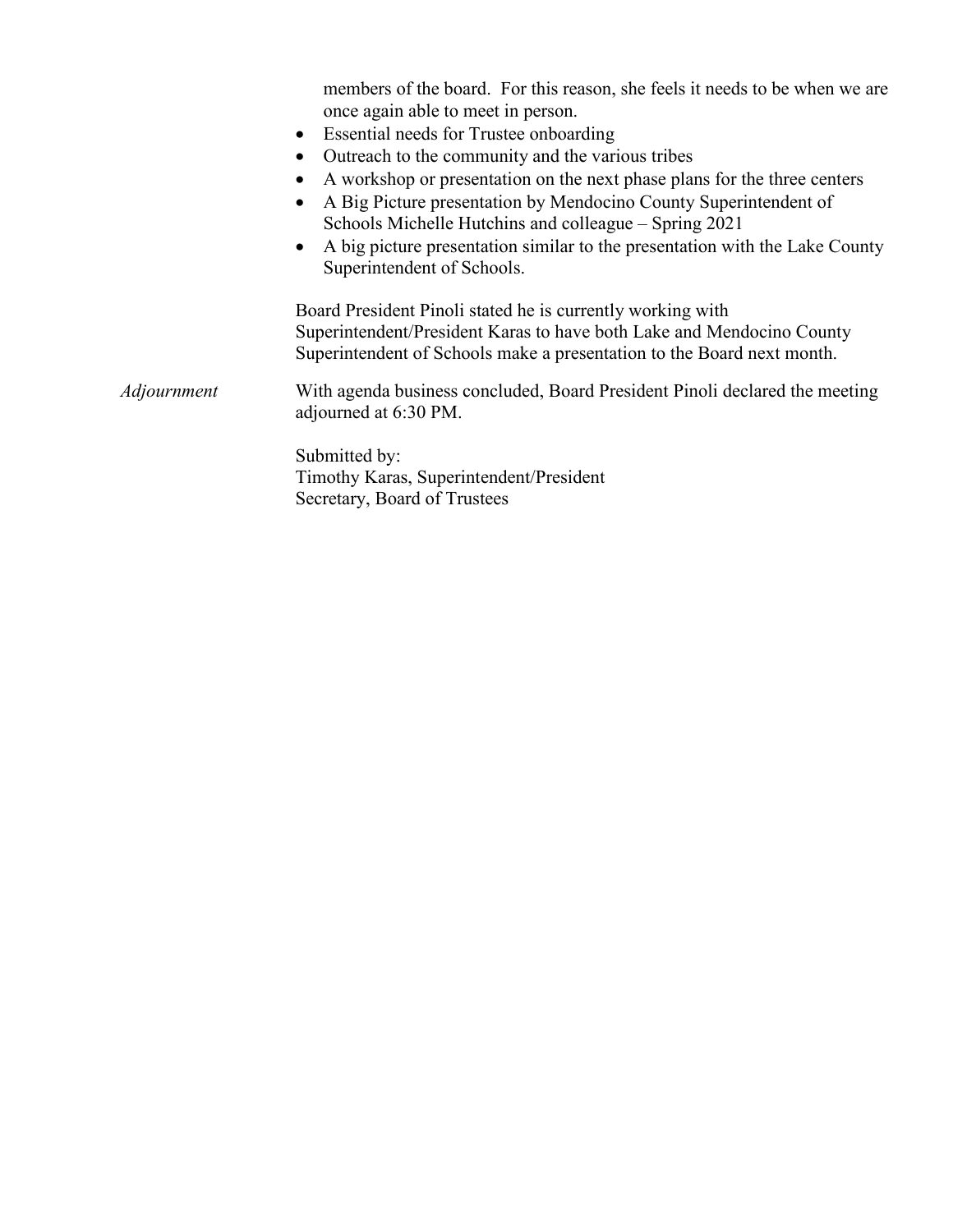members of the board. For this reason, she feels it needs to be when we are once again able to meet in person.

- Essential needs for Trustee onboarding
- Outreach to the community and the various tribes
- A workshop or presentation on the next phase plans for the three centers
- A Big Picture presentation by Mendocino County Superintendent of Schools Michelle Hutchins and colleague – Spring 2021
- A big picture presentation similar to the presentation with the Lake County Superintendent of Schools.

Board President Pinoli stated he is currently working with Superintendent/President Karas to have both Lake and Mendocino County Superintendent of Schools make a presentation to the Board next month.

*Adjournment*

With agenda business concluded, Board President Pinoli declared the meeting adjourned at 6:30 PM.

Submitted by:
Timothy Karas, Superintendent/President
Secretary, Board of Trustees